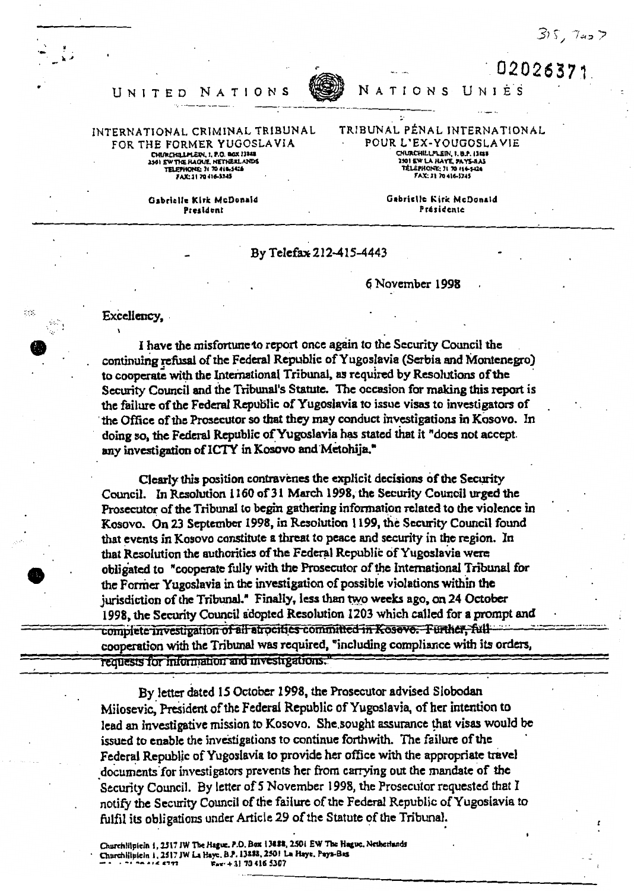315, 7007

02026371

UNITED NATIONS — NATIONS UNIES

INTERNATIONAL CRIMINAL TRIBUNAL FOR THE FORMER YUGOSLAVIA
CHURCHILLPLEIN, 1, P.O. BOX 13888
2501 EW THE HAGUE, NETHERLANDS
TELEPHONE: 31 70 416-5426
FAX: 31 70 416-5345

TRIBUNAL PÉNAL INTERNATIONAL POUR L'EX-YOUGOSLAVIE
CHURCHILLPLEIN, 1, B.P. 13888
2501 EW LA HAYE, PAYS-BAS
TÉLÉPHONE: 31 70 416-5426
FAX: 31 70 416-5345

Gabrielle Kirk McDonald
President

Gabrielle Kirk McDonald
Présidente

By Telefax 212-415-4443

6 November 1998

Excellency,

I have the misfortune to report once again to the Security Council the continuing refusal of the Federal Republic of Yugoslavia (Serbia and Montenegro) to cooperate with the International Tribunal, as required by Resolutions of the Security Council and the Tribunal's Statute. The occasion for making this report is the failure of the Federal Republic of Yugoslavia to issue visas to investigators of the Office of the Prosecutor so that they may conduct investigations in Kosovo. In doing so, the Federal Republic of Yugoslavia has stated that it "does not accept any investigation of ICTY in Kosovo and Metohija."

Clearly this position contravenes the explicit decisions of the Security Council. In Resolution 1160 of 31 March 1998, the Security Council urged the Prosecutor of the Tribunal to begin gathering information related to the violence in Kosovo. On 23 September 1998, in Resolution 1199, the Security Council found that events in Kosovo constitute a threat to peace and security in the region. In that Resolution the authorities of the Federal Republic of Yugoslavia were obligated to "cooperate fully with the Prosecutor of the International Tribunal for the Former Yugoslavia in the investigation of possible violations within the jurisdiction of the Tribunal." Finally, less than two weeks ago, on 24 October 1998, the Security Council adopted Resolution 1203 which called for a prompt and complete investigation of all atrocities committed in Kosovo. Further, full cooperation with the Tribunal was required, "including compliance with its orders, requests for information and investigations."

By letter dated 15 October 1998, the Prosecutor advised Slobodan Milosevic, President of the Federal Republic of Yugoslavia, of her intention to lead an investigative mission to Kosovo. She sought assurance that visas would be issued to enable the investigations to continue forthwith. The failure of the Federal Republic of Yugoslavia to provide her office with the appropriate travel documents for investigators prevents her from carrying out the mandate of the Security Council. By letter of 5 November 1998, the Prosecutor requested that I notify the Security Council of the failure of the Federal Republic of Yugoslavia to fulfil its obligations under Article 29 of the Statute of the Tribunal.

Churchillplein 1, 2517 JW The Hague. P.O. Box 13888, 2501 EW The Hague, Netherlands
Churchillplein 1, 2517 JW La Haye. B.P. 13888, 2501 La Haye, Pays-Bas
Fax: +31 70 416 5307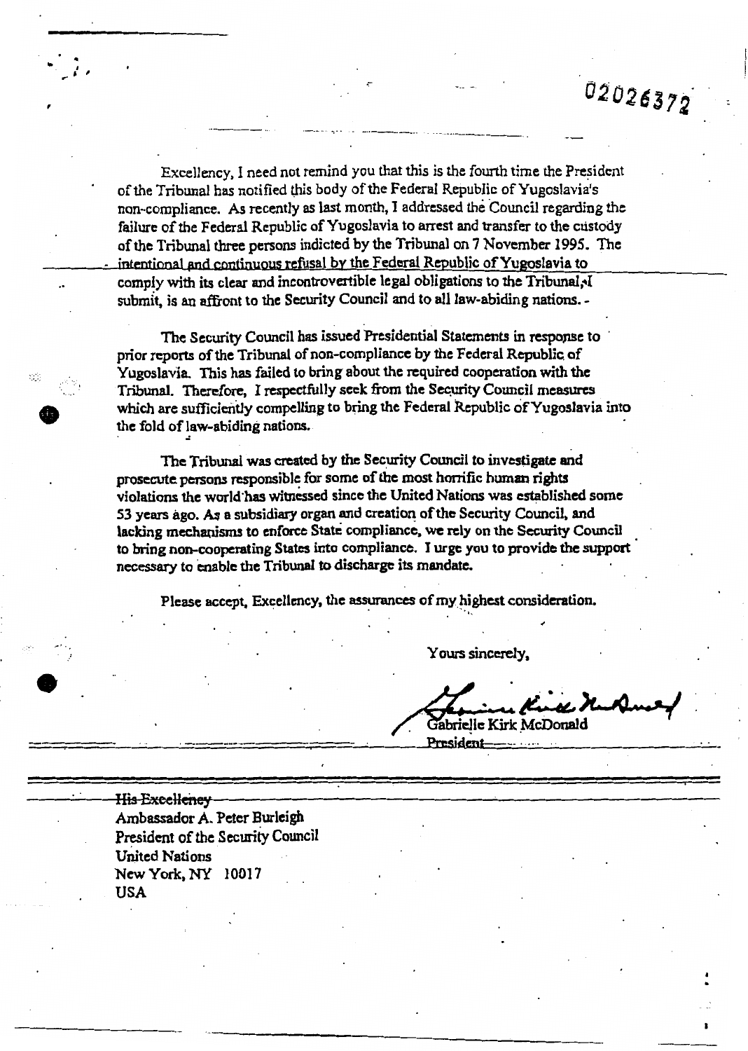02026372

Excellency, I need not remind you that this is the fourth time the President of the Tribunal has notified this body of the Federal Republic of Yugoslavia's non-compliance. As recently as last month, I addressed the Council regarding the failure of the Federal Republic of Yugoslavia to arrest and transfer to the custody of the Tribunal three persons indicted by the Tribunal on 7 November 1995. The intentional and continuous refusal by the Federal Republic of Yugoslavia to comply with its clear and incontrovertible legal obligations to the Tribunal, I submit, is an affront to the Security Council and to all law-abiding nations.

The Security Council has issued Presidential Statements in response to prior reports of the Tribunal of non-compliance by the Federal Republic of Yugoslavia. This has failed to bring about the required cooperation with the Tribunal. Therefore, I respectfully seek from the Security Council measures which are sufficiently compelling to bring the Federal Republic of Yugoslavia into the fold of law-abiding nations.

The Tribunal was created by the Security Council to investigate and prosecute persons responsible for some of the most horrific human rights violations the world has witnessed since the United Nations was established some 53 years ago. As a subsidiary organ and creation of the Security Council, and lacking mechanisms to enforce State compliance, we rely on the Security Council to bring non-cooperating States into compliance. I urge you to provide the support necessary to enable the Tribunal to discharge its mandate.

Please accept, Excellency, the assurances of my highest consideration.

Yours sincerely,

Gabrielle Kirk McDonald
President

His Excellency
Ambassador A. Peter Burleigh
President of the Security Council
United Nations
New York, NY 10017
USA